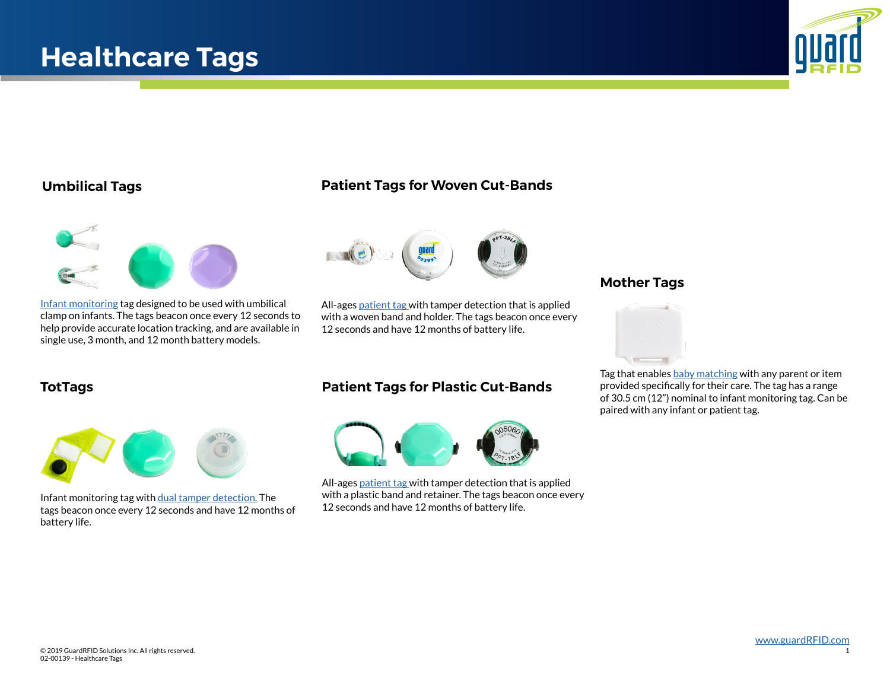# Healthcare Tags

## Umbilical Tags

Infant monitoring tag designed to be used with umbilical clamp on infants. The tags beacon once every 12 seconds to help provide accurate location tracking, and are available in single use, 3 month, and 12 month battery models.

## TotTags

Infant monitoring tag with dual tamper detection. The tags beacon once every 12 seconds and have 12 months of battery life.

## Patient Tags for Woven Cut-Bands

All-ages patient tag with tamper detection that is applied with a woven band and holder. The tags beacon once every 12 seconds and have 12 months of battery life.

## Patient Tags for Plastic Cut-Bands

All-ages patient tag with tamper detection that is applied with a plastic band and retainer. The tags beacon once every 12 seconds and have 12 months of battery life.

## Mother Tags

Tag that enables baby matching with any parent or item provided specifically for their care. The tag has a range of 30.5 cm (12") nominal to infant monitoring tag. Can be paired with any infant or patient tag.

© 2019 GuardRFID Solutions Inc. All rights reserved.
02-00139 - Healthcare Tags

www.guardRFID.com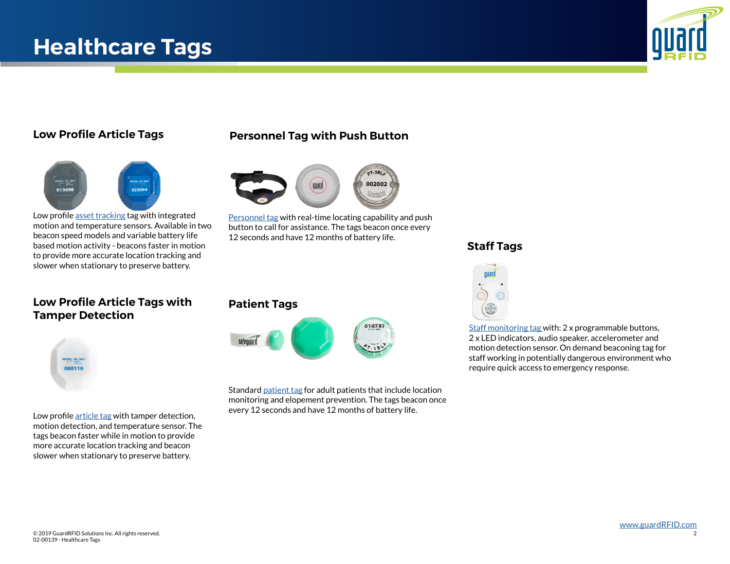# Healthcare Tags

## Low Profile Article Tags

Low profile asset tracking tag with integrated motion and temperature sensors. Available in two beacon speed models and variable battery life based motion activity - beacons faster in motion to provide more accurate location tracking and slower when stationary to preserve battery.

## Low Profile Article Tags with Tamper Detection

Low profile article tag with tamper detection, motion detection, and temperature sensor. The tags beacon faster while in motion to provide more accurate location tracking and beacon slower when stationary to preserve battery.

## Personnel Tag with Push Button

Personnel tag with real-time locating capability and push button to call for assistance. The tags beacon once every 12 seconds and have 12 months of battery life.

## Patient Tags

Standard patient tag for adult patients that include location monitoring and elopement prevention. The tags beacon once every 12 seconds and have 12 months of battery life.

## Staff Tags

Staff monitoring tag with: 2 x programmable buttons, 2 x LED indicators, audio speaker, accelerometer and motion detection sensor. On demand beaconing tag for staff working in potentially dangerous environment who require quick access to emergency response.

© 2019 GuardRFID Solutions Inc. All rights reserved.
02-00139 - Healthcare Tags

www.guardRFID.com